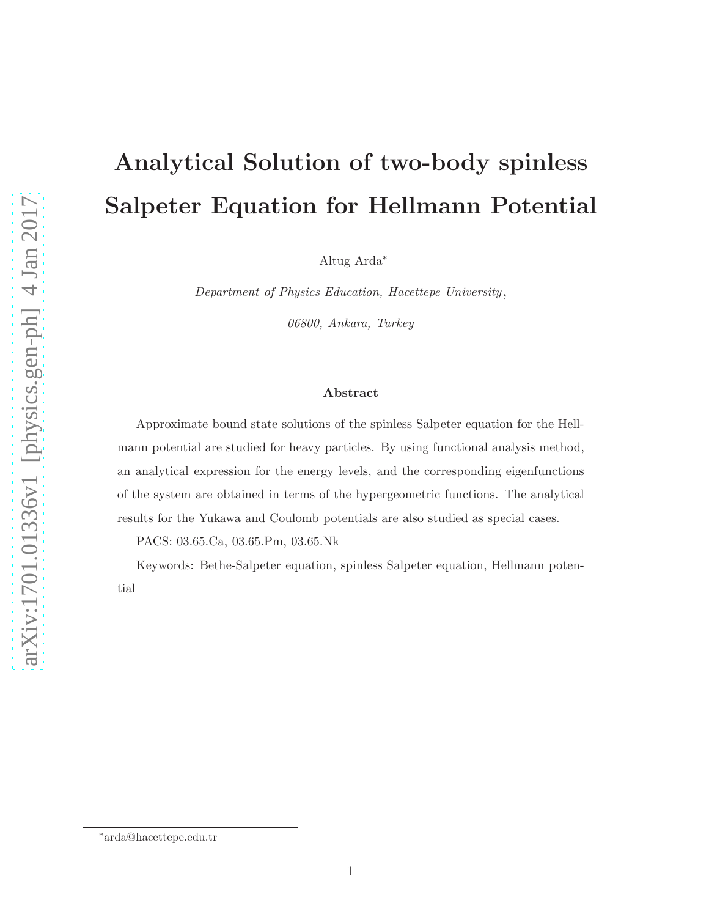# Analytical Solution of two-body spinless Salpeter Equation for Hellmann Potential

Altug Arda[*]

*Department of Physics Education, Hacettepe University,*

*06800, Ankara, Turkey*

### Abstract

Approximate bound state solutions of the spinless Salpeter equation for the Hellmann potential are studied for heavy particles. By using functional analysis method, an analytical expression for the energy levels, and the corresponding eigenfunctions of the system are obtained in terms of the hypergeometric functions. The analytical results for the Yukawa and Coulomb potentials are also studied as special cases.

PACS: 03.65.Ca, 03.65.Pm, 03.65.Nk

Keywords: Bethe-Salpeter equation, spinless Salpeter equation, Hellmann potential

[*]arda@hacettepe.edu.tr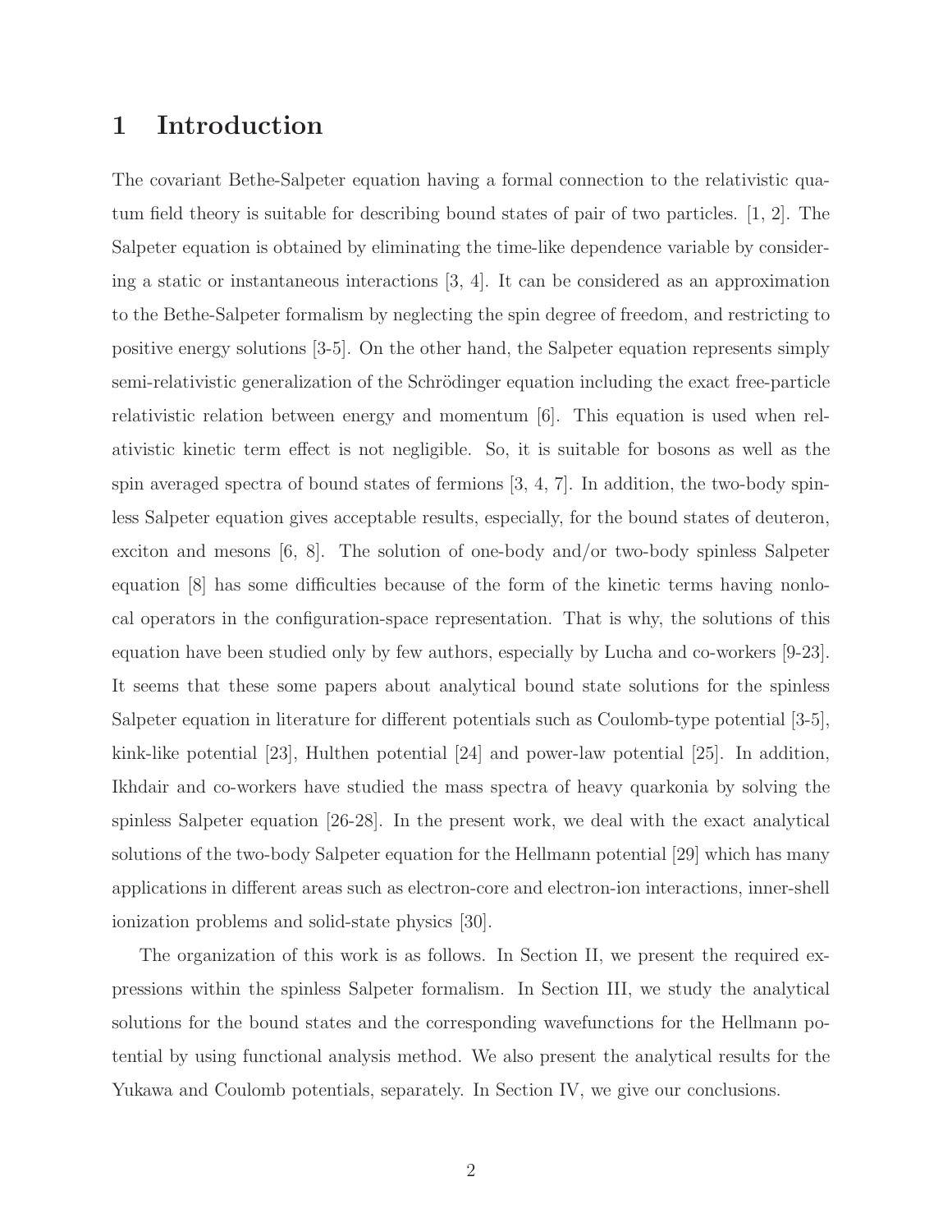# 1 Introduction

The covariant Bethe-Salpeter equation having a formal connection to the relativistic quatum field theory is suitable for describing bound states of pair of two particles. [1, 2]. The Salpeter equation is obtained by eliminating the time-like dependence variable by considering a static or instantaneous interactions [3, 4]. It can be considered as an approximation to the Bethe-Salpeter formalism by neglecting the spin degree of freedom, and restricting to positive energy solutions [3-5]. On the other hand, the Salpeter equation represents simply semi-relativistic generalization of the Schrödinger equation including the exact free-particle relativistic relation between energy and momentum [6]. This equation is used when relativistic kinetic term effect is not negligible. So, it is suitable for bosons as well as the spin averaged spectra of bound states of fermions [3, 4, 7]. In addition, the two-body spinless Salpeter equation gives acceptable results, especially, for the bound states of deuteron, exciton and mesons [6, 8]. The solution of one-body and/or two-body spinless Salpeter equation [8] has some difficulties because of the form of the kinetic terms having nonlocal operators in the configuration-space representation. That is why, the solutions of this equation have been studied only by few authors, especially by Lucha and co-workers [9-23]. It seems that these some papers about analytical bound state solutions for the spinless Salpeter equation in literature for different potentials such as Coulomb-type potential [3-5], kink-like potential [23], Hulthen potential [24] and power-law potential [25]. In addition, Ikhdair and co-workers have studied the mass spectra of heavy quarkonia by solving the spinless Salpeter equation [26-28]. In the present work, we deal with the exact analytical solutions of the two-body Salpeter equation for the Hellmann potential [29] which has many applications in different areas such as electron-core and electron-ion interactions, inner-shell ionization problems and solid-state physics [30].

The organization of this work is as follows. In Section II, we present the required expressions within the spinless Salpeter formalism. In Section III, we study the analytical solutions for the bound states and the corresponding wavefunctions for the Hellmann potential by using functional analysis method. We also present the analytical results for the Yukawa and Coulomb potentials, separately. In Section IV, we give our conclusions.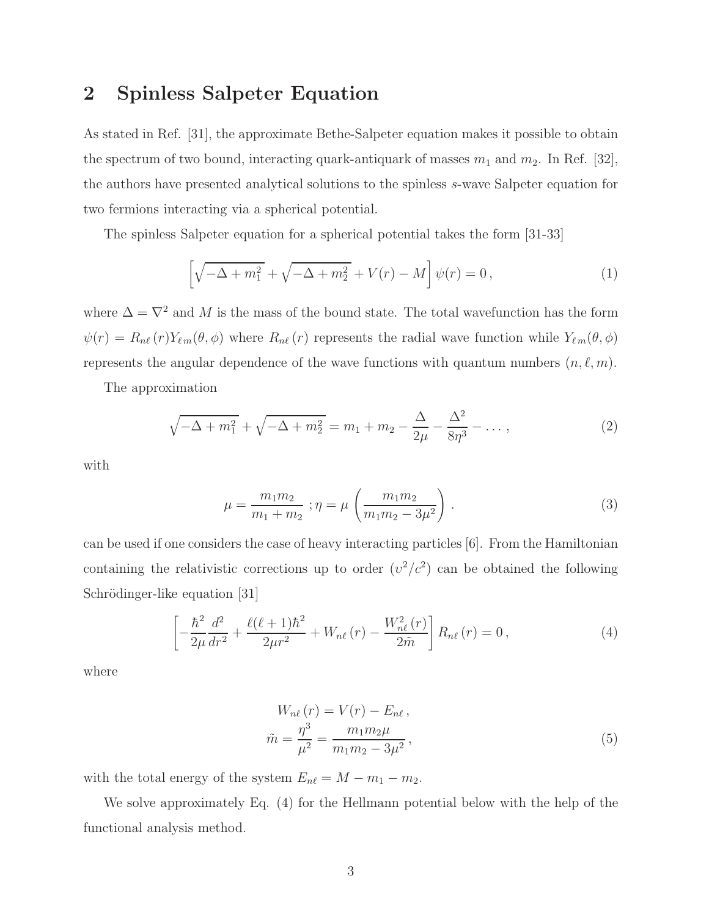## 2 Spinless Salpeter Equation

As stated in Ref. [31], the approximate Bethe-Salpeter equation makes it possible to obtain the spectrum of two bound, interacting quark-antiquark of masses $m_1$ and $m_2$. In Ref. [32], the authors have presented analytical solutions to the spinless $s$-wave Salpeter equation for two fermions interacting via a spherical potential.

The spinless Salpeter equation for a spherical potential takes the form [31-33]

$$\left[\sqrt{-\Delta + m_1^2} + \sqrt{-\Delta + m_2^2} + V(r) - M\right]\psi(r) = 0\,, \tag{1}$$

where $\Delta = \nabla^2$ and $M$ is the mass of the bound state. The total wavefunction has the form $\psi(r) = R_{n\ell}(r)Y_{\ell m}(\theta,\phi)$ where $R_{n\ell}(r)$ represents the radial wave function while $Y_{\ell m}(\theta,\phi)$ represents the angular dependence of the wave functions with quantum numbers $(n,\ell,m)$.

The approximation

$$\sqrt{-\Delta + m_1^2} + \sqrt{-\Delta + m_2^2} = m_1 + m_2 - \frac{\Delta}{2\mu} - \frac{\Delta^2}{8\eta^3} - \ldots\,, \tag{2}$$

with

$$\mu = \frac{m_1 m_2}{m_1 + m_2}\ ; \eta = \mu\left(\frac{m_1 m_2}{m_1 m_2 - 3\mu^2}\right)\,. \tag{3}$$

can be used if one considers the case of heavy interacting particles [6]. From the Hamiltonian containing the relativistic corrections up to order $(\upsilon^2/c^2)$ can be obtained the following Schrödinger-like equation [31]

$$\left[-\frac{\hbar^2}{2\mu}\frac{d^2}{dr^2} + \frac{\ell(\ell+1)\hbar^2}{2\mu r^2} + W_{n\ell}(r) - \frac{W_{n\ell}^2(r)}{2\tilde{m}}\right]R_{n\ell}(r) = 0\,, \tag{4}$$

where

$$\begin{aligned} W_{n\ell}(r) &= V(r) - E_{n\ell}\,, \\ \tilde{m} &= \frac{\eta^3}{\mu^2} = \frac{m_1 m_2 \mu}{m_1 m_2 - 3\mu^2}\,, \end{aligned} \tag{5}$$

with the total energy of the system $E_{n\ell} = M - m_1 - m_2$.

We solve approximately Eq. (4) for the Hellmann potential below with the help of the functional analysis method.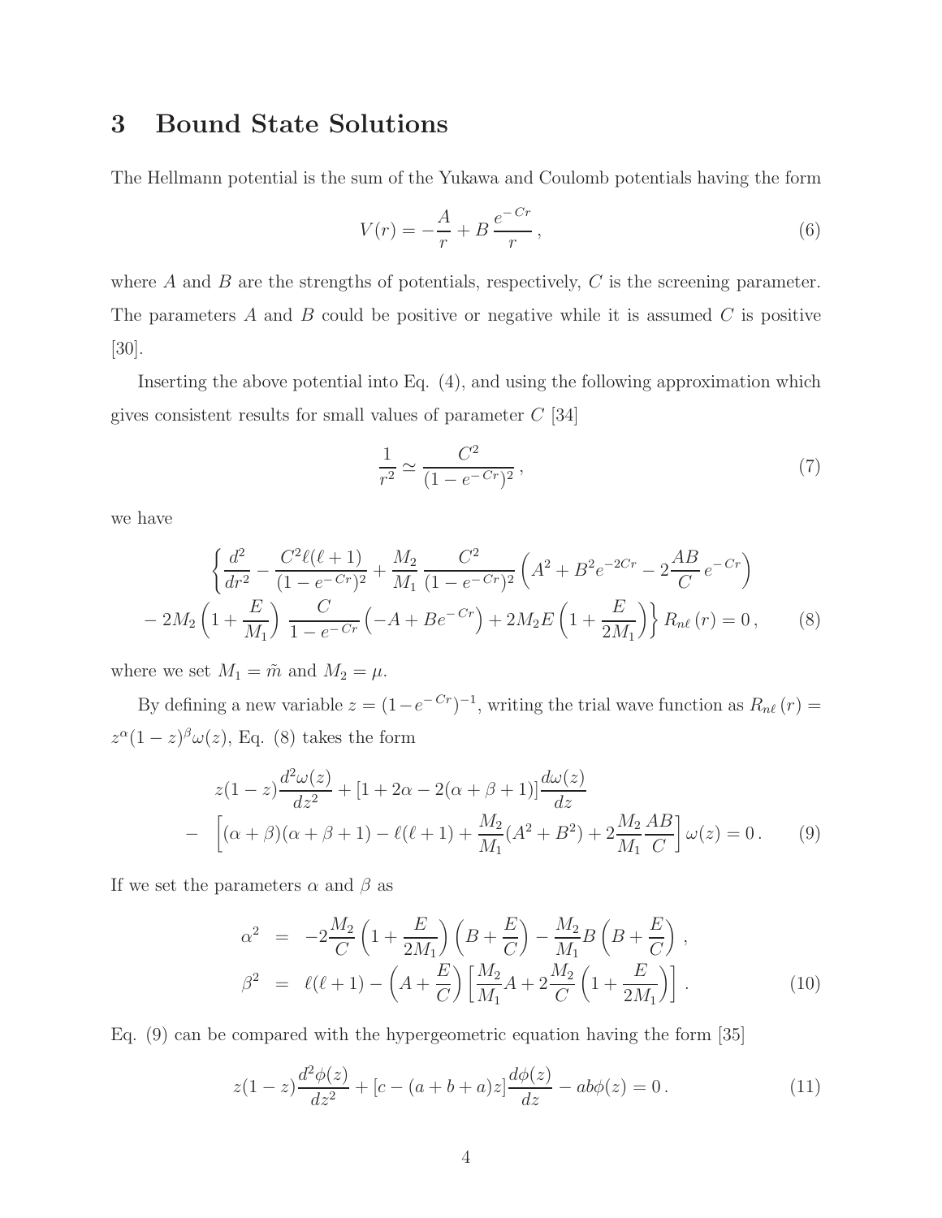# 3 Bound State Solutions

The Hellmann potential is the sum of the Yukawa and Coulomb potentials having the form

$$V(r) = -\frac{A}{r} + B\,\frac{e^{-Cr}}{r}\,, \tag{6}$$

where $A$ and $B$ are the strengths of potentials, respectively, $C$ is the screening parameter. The parameters $A$ and $B$ could be positive or negative while it is assumed $C$ is positive [30].

Inserting the above potential into Eq. (4), and using the following approximation which gives consistent results for small values of parameter $C$ [34]

$$\frac{1}{r^2} \simeq \frac{C^2}{(1-e^{-Cr})^2}\,, \tag{7}$$

we have

$$\begin{aligned}
&\left\{\frac{d^2}{dr^2} - \frac{C^2\ell(\ell+1)}{(1-e^{-Cr})^2} + \frac{M_2}{M_1}\,\frac{C^2}{(1-e^{-Cr})^2}\left(A^2 + B^2 e^{-2Cr} - 2\frac{AB}{C}\,e^{-Cr}\right)\right. \\
&\left. - 2M_2\left(1+\frac{E}{M_1}\right)\,\frac{C}{1-e^{-Cr}}\left(-A + Be^{-Cr}\right) + 2M_2E\left(1+\frac{E}{2M_1}\right)\right\} R_{n\ell}\,(r) = 0\,,
\end{aligned} \tag{8}$$

where we set $M_1 = \tilde{m}$ and $M_2 = \mu$.

By defining a new variable $z = (1-e^{-Cr})^{-1}$, writing the trial wave function as $R_{n\ell}\,(r) = z^{\alpha}(1-z)^{\beta}\omega(z)$, Eq. (8) takes the form

$$\begin{aligned}
&z(1-z)\frac{d^2\omega(z)}{dz^2} + [1+2\alpha - 2(\alpha+\beta+1)]\frac{d\omega(z)}{dz} \\
-\;\; &\left[(\alpha+\beta)(\alpha+\beta+1) - \ell(\ell+1) + \frac{M_2}{M_1}(A^2+B^2) + 2\frac{M_2}{M_1}\frac{AB}{C}\right]\omega(z) = 0\,.
\end{aligned} \tag{9}$$

If we set the parameters $\alpha$ and $\beta$ as

$$\begin{aligned}
\alpha^2 &= -2\frac{M_2}{C}\left(1+\frac{E}{2M_1}\right)\left(B+\frac{E}{C}\right) - \frac{M_2}{M_1}B\left(B+\frac{E}{C}\right)\,, \\
\beta^2 &= \ell(\ell+1) - \left(A+\frac{E}{C}\right)\left[\frac{M_2}{M_1}A + 2\frac{M_2}{C}\left(1+\frac{E}{2M_1}\right)\right]\,.
\end{aligned} \tag{10}$$

Eq. (9) can be compared with the hypergeometric equation having the form [35]

$$z(1-z)\frac{d^2\phi(z)}{dz^2} + [c-(a+b+a)z]\frac{d\phi(z)}{dz} - ab\phi(z) = 0\,. \tag{11}$$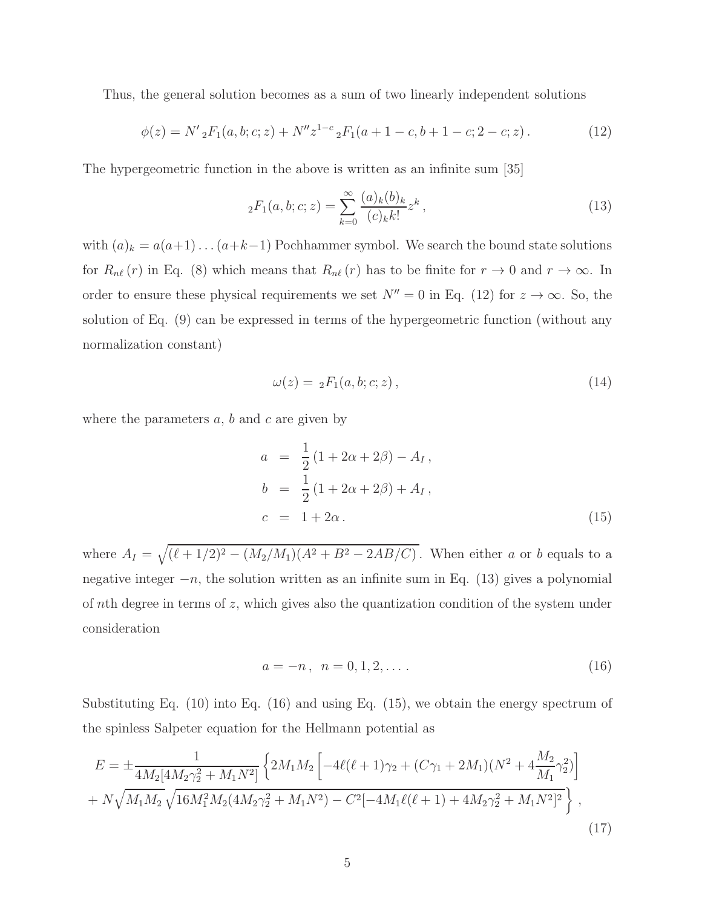Thus, the general solution becomes as a sum of two linearly independent solutions

$$\phi(z) = N' \,{}_2F_1(a, b; c; z) + N'' z^{1-c} \,{}_2F_1(a + 1 - c, b + 1 - c; 2 - c; z)\,. \tag{12}$$

The hypergeometric function in the above is written as an infinite sum [35]

$${}_2F_1(a, b; c; z) = \sum_{k=0}^{\infty} \frac{(a)_k (b)_k}{(c)_k k!} z^k\,, \tag{13}$$

with $(a)_k = a(a+1)\ldots(a+k-1)$ Pochhammer symbol. We search the bound state solutions for $R_{n\ell}(r)$ in Eq. (8) which means that $R_{n\ell}(r)$ has to be finite for $r \to 0$ and $r \to \infty$. In order to ensure these physical requirements we set $N'' = 0$ in Eq. (12) for $z \to \infty$. So, the solution of Eq. (9) can be expressed in terms of the hypergeometric function (without any normalization constant)

$$\omega(z) = {}_2F_1(a, b; c; z)\,, \tag{14}$$

where the parameters $a$, $b$ and $c$ are given by

$$\begin{aligned} a &= \frac{1}{2}\left(1 + 2\alpha + 2\beta\right) - A_I\,, \\ b &= \frac{1}{2}\left(1 + 2\alpha + 2\beta\right) + A_I\,, \\ c &= 1 + 2\alpha\,. \end{aligned} \tag{15}$$

where $A_I = \sqrt{(\ell + 1/2)^2 - (M_2/M_1)(A^2 + B^2 - 2AB/C)}$. When either $a$ or $b$ equals to a negative integer $-n$, the solution written as an infinite sum in Eq. (13) gives a polynomial of $n$th degree in terms of $z$, which gives also the quantization condition of the system under consideration

$$a = -n\,, \;\; n = 0, 1, 2, \ldots\,. \tag{16}$$

Substituting Eq. (10) into Eq. (16) and using Eq. (15), we obtain the energy spectrum of the spinless Salpeter equation for the Hellmann potential as

$$\begin{aligned} E = \pm \frac{1}{4M_2[4M_2\gamma_2^2 + M_1 N^2]} \Big\{ & 2M_1 M_2 \left[ -4\ell(\ell+1)\gamma_2 + (C\gamma_1 + 2M_1)(N^2 + 4\frac{M_2}{M_1}\gamma_2^2) \right] \\ & + N\sqrt{M_1 M_2}\sqrt{16M_1^2 M_2(4M_2\gamma_2^2 + M_1 N^2) - C^2[-4M_1\ell(\ell+1) + 4M_2\gamma_2^2 + M_1 N^2]^2} \Big\}\,, \end{aligned} \tag{17}$$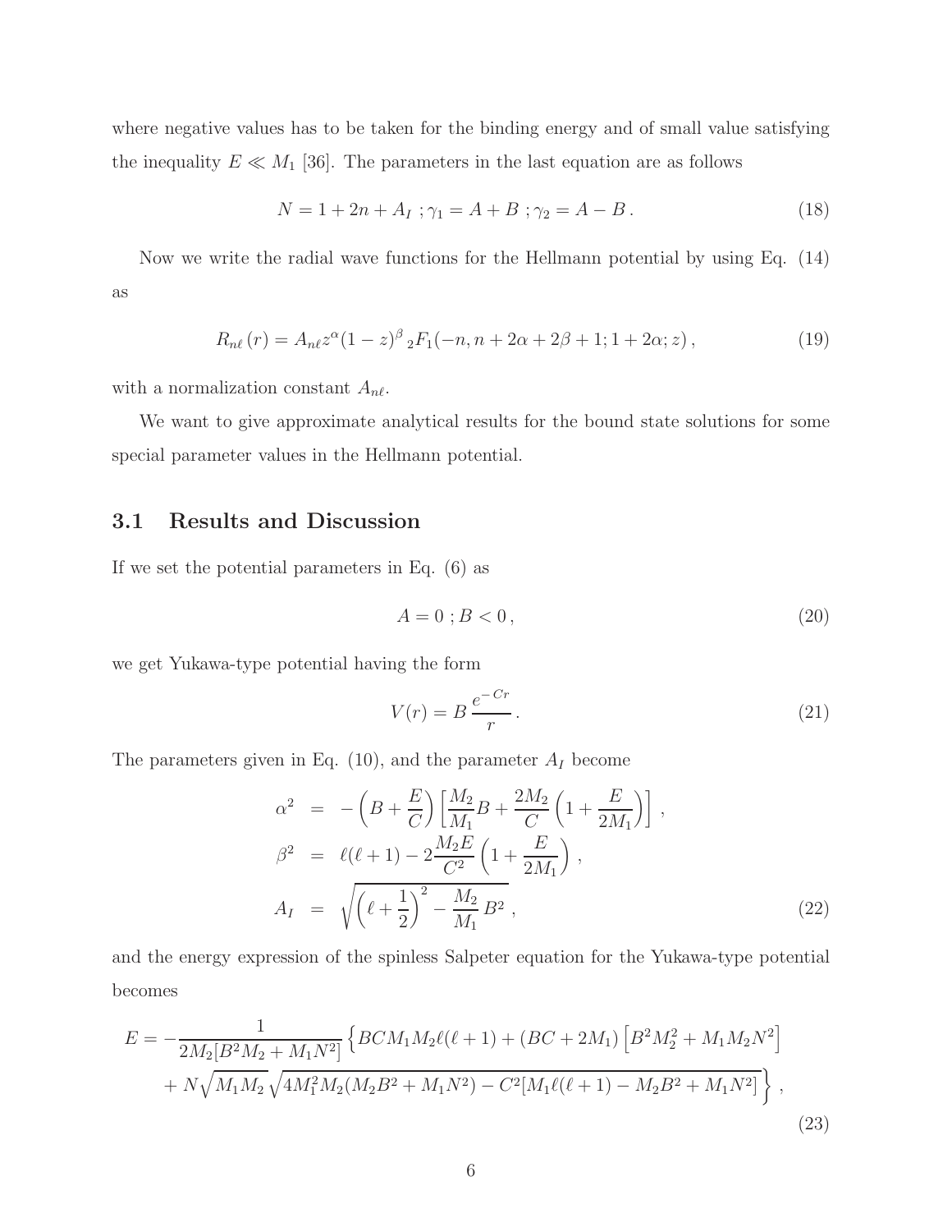where negative values has to be taken for the binding energy and of small value satisfying the inequality $E \ll M_1$ [36]. The parameters in the last equation are as follows

$$N = 1 + 2n + A_I \; ; \gamma_1 = A + B \; ; \gamma_2 = A - B \,. \tag{18}$$

Now we write the radial wave functions for the Hellmann potential by using Eq. (14) as

$$R_{n\ell}(r) = A_{n\ell} z^{\alpha}(1-z)^{\beta} \, {}_2F_1(-n, n + 2\alpha + 2\beta + 1; 1 + 2\alpha; z) \,, \tag{19}$$

with a normalization constant $A_{n\ell}$.

We want to give approximate analytical results for the bound state solutions for some special parameter values in the Hellmann potential.

## 3.1 Results and Discussion

If we set the potential parameters in Eq. (6) as

$$A = 0 \; ; B < 0 \,, \tag{20}$$

we get Yukawa-type potential having the form

$$V(r) = B \, \frac{e^{-Cr}}{r} \,. \tag{21}$$

The parameters given in Eq. (10), and the parameter $A_I$ become

$$\begin{aligned}
\alpha^2 &= -\left(B + \frac{E}{C}\right)\left[\frac{M_2}{M_1} B + \frac{2M_2}{C}\left(1 + \frac{E}{2M_1}\right)\right] \,, \\
\beta^2 &= \ell(\ell+1) - 2\frac{M_2 E}{C^2}\left(1 + \frac{E}{2M_1}\right) \,, \\
A_I &= \sqrt{\left(\ell + \frac{1}{2}\right)^2 - \frac{M_2}{M_1} B^2} \,,
\end{aligned} \tag{22}$$

and the energy expression of the spinless Salpeter equation for the Yukawa-type potential becomes

$$\begin{aligned}
E = &-\frac{1}{2M_2[B^2 M_2 + M_1 N^2]} \Big\{ BCM_1 M_2 \ell(\ell+1) + (BC + 2M_1)\left[B^2 M_2^2 + M_1 M_2 N^2\right] \\
&+ N\sqrt{M_1 M_2}\sqrt{4M_1^2 M_2 (M_2 B^2 + M_1 N^2) - C^2[M_1 \ell(\ell+1) - M_2 B^2 + M_1 N^2]} \Big\} \,,
\end{aligned} \tag{23}$$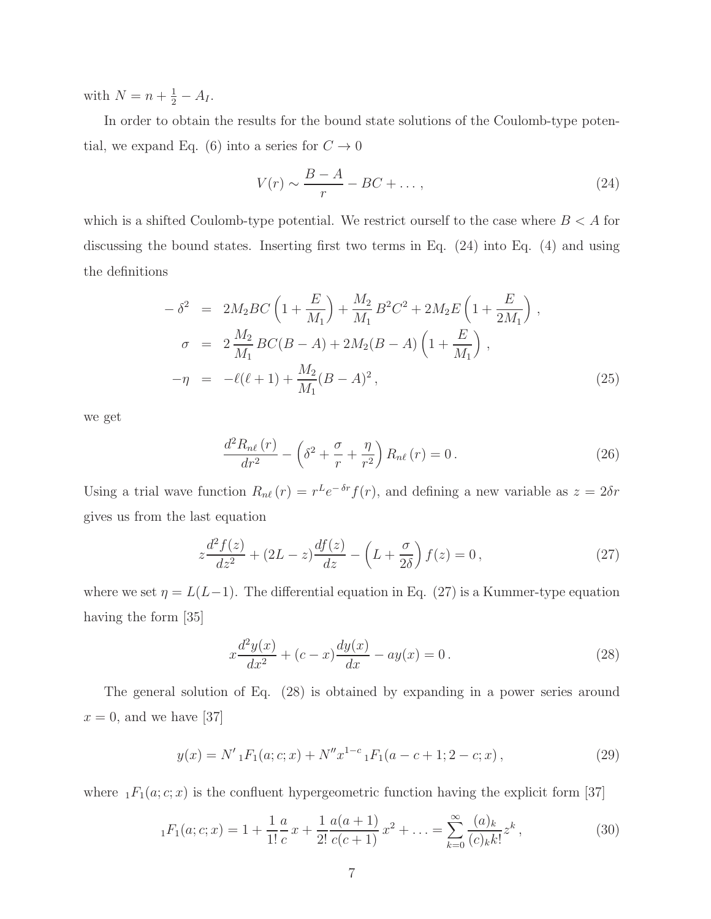with $N = n + \frac{1}{2} - A_I$.

In order to obtain the results for the bound state solutions of the Coulomb-type potential, we expand Eq. (6) into a series for $C \to 0$

$$V(r) \sim \frac{B-A}{r} - BC + \ldots\,, \tag{24}$$

which is a shifted Coulomb-type potential. We restrict ourself to the case where $B < A$ for discussing the bound states. Inserting first two terms in Eq. (24) into Eq. (4) and using the definitions

$$\begin{aligned}
-\delta^2 &= 2M_2BC\left(1+\frac{E}{M_1}\right) + \frac{M_2}{M_1}B^2C^2 + 2M_2E\left(1+\frac{E}{2M_1}\right)\,,\\
\sigma &= 2\,\frac{M_2}{M_1}\,BC(B-A) + 2M_2(B-A)\left(1+\frac{E}{M_1}\right)\,,\\
-\eta &= -\ell(\ell+1) + \frac{M_2}{M_1}(B-A)^2\,,
\end{aligned} \tag{25}$$

we get

$$\frac{d^2R_{n\ell}(r)}{dr^2} - \left(\delta^2 + \frac{\sigma}{r} + \frac{\eta}{r^2}\right)R_{n\ell}(r) = 0\,. \tag{26}$$

Using a trial wave function $R_{n\ell}(r) = r^L e^{-\delta r} f(r)$, and defining a new variable as $z = 2\delta r$ gives us from the last equation

$$z\frac{d^2f(z)}{dz^2} + (2L - z)\frac{df(z)}{dz} - \left(L + \frac{\sigma}{2\delta}\right)f(z) = 0\,, \tag{27}$$

where we set $\eta = L(L-1)$. The differential equation in Eq. (27) is a Kummer-type equation having the form [35]

$$x\frac{d^2y(x)}{dx^2} + (c - x)\frac{dy(x)}{dx} - ay(x) = 0\,. \tag{28}$$

The general solution of Eq. (28) is obtained by expanding in a power series around $x = 0$, and we have [37]

$$y(x) = N'\,{}_1F_1(a;c;x) + N''x^{1-c}\,{}_1F_1(a-c+1;2-c;x)\,, \tag{29}$$

where ${}_1F_1(a;c;x)$ is the confluent hypergeometric function having the explicit form [37]

$${}_1F_1(a;c;x) = 1 + \frac{1}{1!}\frac{a}{c}\,x + \frac{1}{2!}\frac{a(a+1)}{c(c+1)}\,x^2 + \ldots = \sum_{k=0}^{\infty}\frac{(a)_k}{(c)_k k!}z^k\,, \tag{30}$$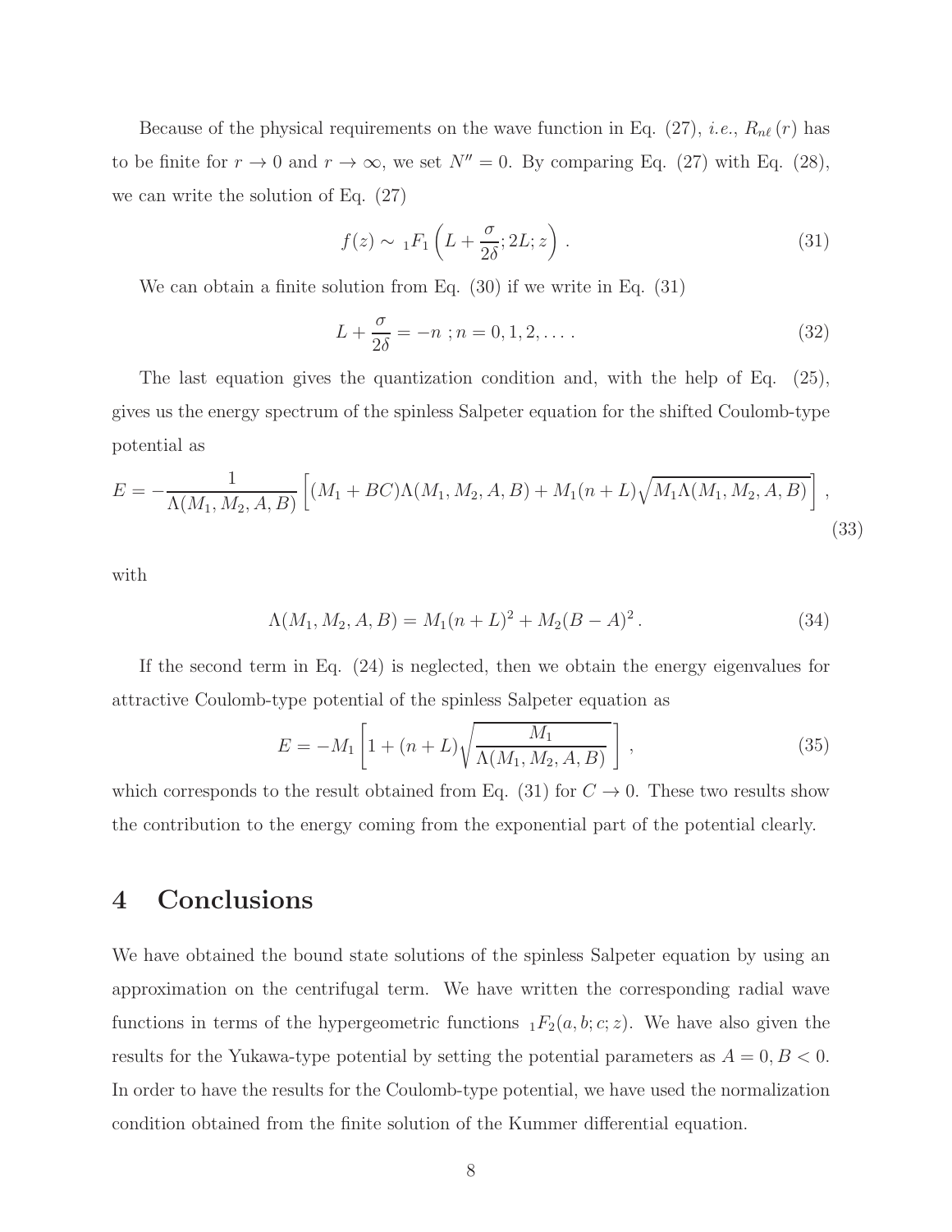Because of the physical requirements on the wave function in Eq. (27), *i.e.*, $R_{n\ell}(r)$ has to be finite for $r \to 0$ and $r \to \infty$, we set $N'' = 0$. By comparing Eq. (27) with Eq. (28), we can write the solution of Eq. (27)

$$f(z) \sim {}_1F_1\left(L + \frac{\sigma}{2\delta}; 2L; z\right). \tag{31}$$

We can obtain a finite solution from Eq. (30) if we write in Eq. (31)

$$L + \frac{\sigma}{2\delta} = -n \; ; n = 0, 1, 2, \ldots . \tag{32}$$

The last equation gives the quantization condition and, with the help of Eq. (25), gives us the energy spectrum of the spinless Salpeter equation for the shifted Coulomb-type potential as

$$E = -\frac{1}{\Lambda(M_1, M_2, A, B)}\left[(M_1 + BC)\Lambda(M_1, M_2, A, B) + M_1(n + L)\sqrt{M_1\Lambda(M_1, M_2, A, B)}\right], \tag{33}$$

with

$$\Lambda(M_1, M_2, A, B) = M_1(n + L)^2 + M_2(B - A)^2 . \tag{34}$$

If the second term in Eq. (24) is neglected, then we obtain the energy eigenvalues for attractive Coulomb-type potential of the spinless Salpeter equation as

$$E = -M_1\left[1 + (n + L)\sqrt{\frac{M_1}{\Lambda(M_1, M_2, A, B)}}\,\right], \tag{35}$$

which corresponds to the result obtained from Eq. (31) for $C \to 0$. These two results show the contribution to the energy coming from the exponential part of the potential clearly.

# 4 Conclusions

We have obtained the bound state solutions of the spinless Salpeter equation by using an approximation on the centrifugal term. We have written the corresponding radial wave functions in terms of the hypergeometric functions ${}_1F_2(a, b; c; z)$. We have also given the results for the Yukawa-type potential by setting the potential parameters as $A = 0, B < 0$. In order to have the results for the Coulomb-type potential, we have used the normalization condition obtained from the finite solution of the Kummer differential equation.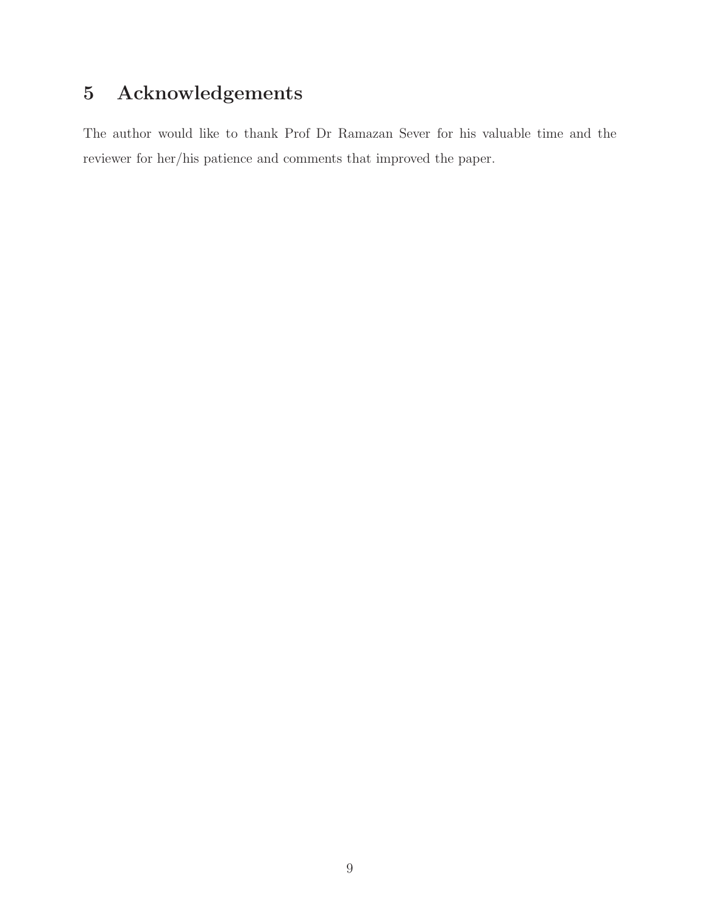## 5 Acknowledgements

The author would like to thank Prof Dr Ramazan Sever for his valuable time and the reviewer for her/his patience and comments that improved the paper.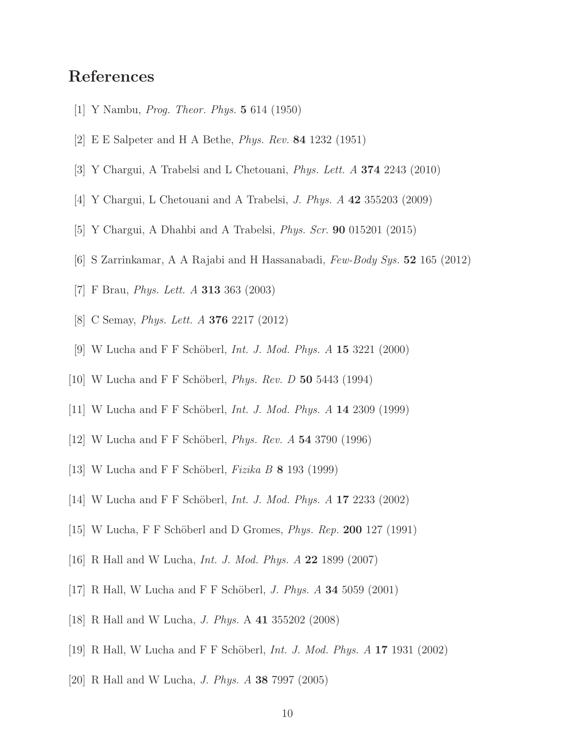## References

[1] Y Nambu, *Prog. Theor. Phys.* **5** 614 (1950)

[2] E E Salpeter and H A Bethe, *Phys. Rev.* **84** 1232 (1951)

[3] Y Chargui, A Trabelsi and L Chetouani, *Phys. Lett. A* **374** 2243 (2010)

[4] Y Chargui, L Chetouani and A Trabelsi, *J. Phys. A* **42** 355203 (2009)

[5] Y Chargui, A Dhahbi and A Trabelsi, *Phys. Scr.* **90** 015201 (2015)

[6] S Zarrinkamar, A A Rajabi and H Hassanabadi, *Few-Body Sys.* **52** 165 (2012)

[7] F Brau, *Phys. Lett. A* **313** 363 (2003)

[8] C Semay, *Phys. Lett. A* **376** 2217 (2012)

[9] W Lucha and F F Schöberl, *Int. J. Mod. Phys. A* **15** 3221 (2000)

[10] W Lucha and F F Schöberl, *Phys. Rev. D* **50** 5443 (1994)

[11] W Lucha and F F Schöberl, *Int. J. Mod. Phys. A* **14** 2309 (1999)

[12] W Lucha and F F Schöberl, *Phys. Rev. A* **54** 3790 (1996)

[13] W Lucha and F F Schöberl, *Fizika B* **8** 193 (1999)

[14] W Lucha and F F Schöberl, *Int. J. Mod. Phys. A* **17** 2233 (2002)

[15] W Lucha, F F Schöberl and D Gromes, *Phys. Rep.* **200** 127 (1991)

[16] R Hall and W Lucha, *Int. J. Mod. Phys. A* **22** 1899 (2007)

[17] R Hall, W Lucha and F F Schöberl, *J. Phys. A* **34** 5059 (2001)

[18] R Hall and W Lucha, *J. Phys.* A **41** 355202 (2008)

[19] R Hall, W Lucha and F F Schöberl, *Int. J. Mod. Phys. A* **17** 1931 (2002)

[20] R Hall and W Lucha, *J. Phys. A* **38** 7997 (2005)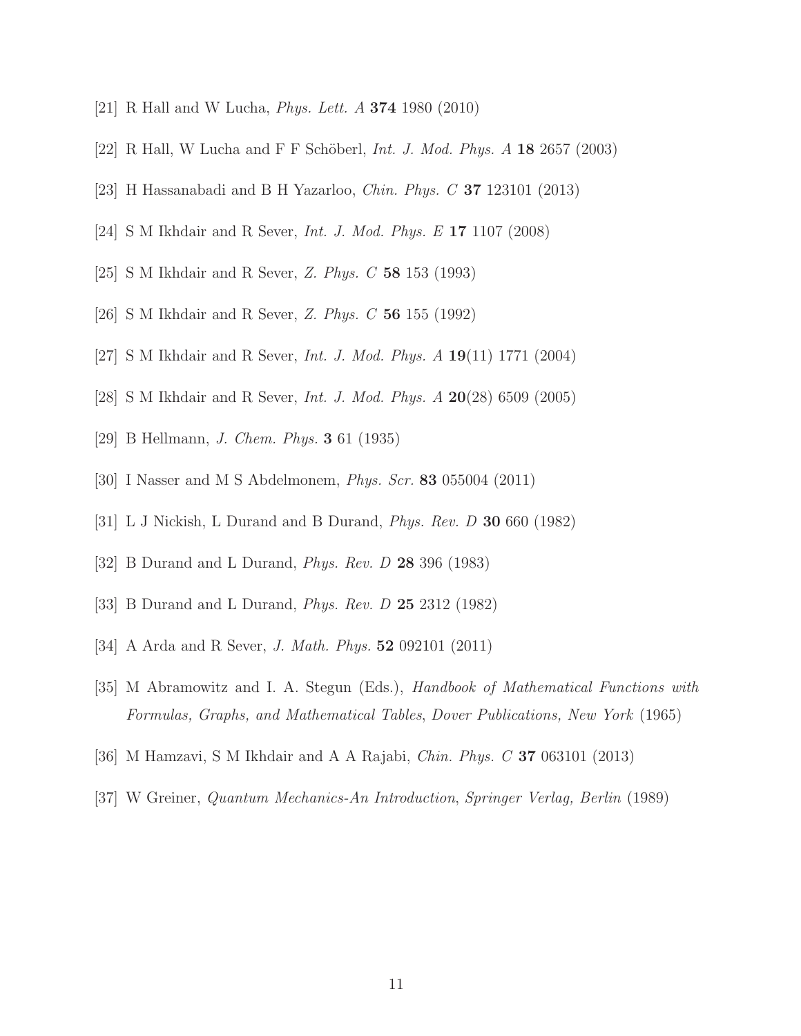[21] R Hall and W Lucha, *Phys. Lett. A* **374** 1980 (2010)

[22] R Hall, W Lucha and F F Schöberl, *Int. J. Mod. Phys. A* **18** 2657 (2003)

[23] H Hassanabadi and B H Yazarloo, *Chin. Phys. C* **37** 123101 (2013)

[24] S M Ikhdair and R Sever, *Int. J. Mod. Phys. E* **17** 1107 (2008)

[25] S M Ikhdair and R Sever, *Z. Phys. C* **58** 153 (1993)

[26] S M Ikhdair and R Sever, *Z. Phys. C* **56** 155 (1992)

[27] S M Ikhdair and R Sever, *Int. J. Mod. Phys. A* **19**(11) 1771 (2004)

[28] S M Ikhdair and R Sever, *Int. J. Mod. Phys. A* **20**(28) 6509 (2005)

[29] B Hellmann, *J. Chem. Phys.* **3** 61 (1935)

[30] I Nasser and M S Abdelmonem, *Phys. Scr.* **83** 055004 (2011)

[31] L J Nickish, L Durand and B Durand, *Phys. Rev. D* **30** 660 (1982)

[32] B Durand and L Durand, *Phys. Rev. D* **28** 396 (1983)

[33] B Durand and L Durand, *Phys. Rev. D* **25** 2312 (1982)

[34] A Arda and R Sever, *J. Math. Phys.* **52** 092101 (2011)

[35] M Abramowitz and I. A. Stegun (Eds.), *Handbook of Mathematical Functions with Formulas, Graphs, and Mathematical Tables*, *Dover Publications, New York* (1965)

[36] M Hamzavi, S M Ikhdair and A A Rajabi, *Chin. Phys. C* **37** 063101 (2013)

[37] W Greiner, *Quantum Mechanics-An Introduction*, *Springer Verlag, Berlin* (1989)